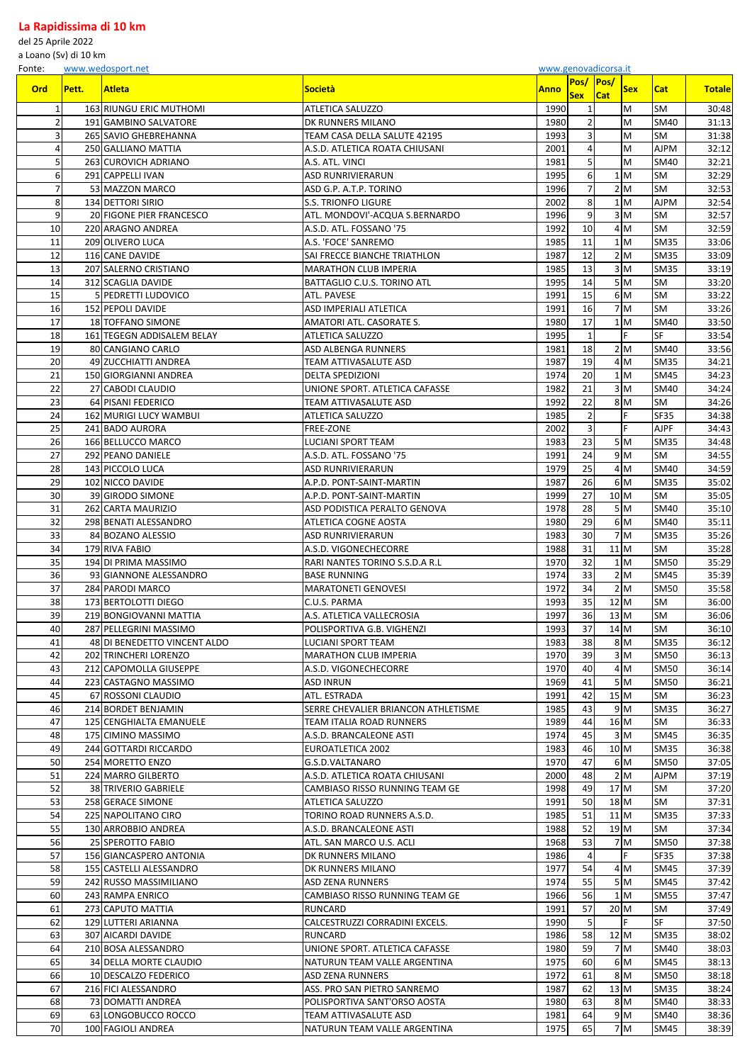# La Rapidissima di 10 km

del 25 Aprile 2022

a Loano (Sv) di 10 km

Fonte: www.wedosport.net www.genovadicorsa.it

| Ord | Pett. | Atleta | Società | Anno | Pos/ Sex | Pos/ Cat | Sex | Cat | Totale |
|---|---|---|---|---|---|---|---|---|---|
| 1 | 163 | RIUNGU ERIC MUTHOMI | ATLETICA SALUZZO | 1990 | 1 | | M | SM | 30:48 |
| 2 | 191 | GAMBINO SALVATORE | DK RUNNERS MILANO | 1980 | 2 | | M | SM40 | 31:13 |
| 3 | 265 | SAVIO GHEBREHANNA | TEAM CASA DELLA SALUTE 42195 | 1993 | 3 | | M | SM | 31:38 |
| 4 | 250 | GALLIANO MATTIA | A.S.D. ATLETICA ROATA CHIUSANI | 2001 | 4 | | M | AJPM | 32:12 |
| 5 | 263 | CUROVICH ADRIANO | A.S. ATL. VINCI | 1981 | 5 | | M | SM40 | 32:21 |
| 6 | 291 | CAPPELLI IVAN | ASD RUNRIVIERARUN | 1995 | 6 | 1 | M | SM | 32:29 |
| 7 | 53 | MAZZON MARCO | ASD G.P. A.T.P. TORINO | 1996 | 7 | 2 | M | SM | 32:53 |
| 8 | 134 | DETTORI SIRIO | S.S. TRIONFO LIGURE | 2002 | 8 | 1 | M | AJPM | 32:54 |
| 9 | 20 | FIGONE PIER FRANCESCO | ATL. MONDOVI'-ACQUA S.BERNARDO | 1996 | 9 | 3 | M | SM | 32:57 |
| 10 | 220 | ARAGNO ANDREA | A.S.D. ATL. FOSSANO '75 | 1992 | 10 | 4 | M | SM | 32:59 |
| 11 | 209 | OLIVERO LUCA | A.S. 'FOCE' SANREMO | 1985 | 11 | 1 | M | SM35 | 33:06 |
| 12 | 116 | CANE DAVIDE | SAI FRECCE BIANCHE TRIATHLON | 1987 | 12 | 2 | M | SM35 | 33:09 |
| 13 | 207 | SALERNO CRISTIANO | MARATHON CLUB IMPERIA | 1985 | 13 | 3 | M | SM35 | 33:19 |
| 14 | 312 | SCAGLIA DAVIDE | BATTAGLIO C.U.S. TORINO ATL | 1995 | 14 | 5 | M | SM | 33:20 |
| 15 | 5 | PEDRETTI LUDOVICO | ATL. PAVESE | 1991 | 15 | 6 | M | SM | 33:22 |
| 16 | 152 | PEPOLI DAVIDE | ASD IMPERIALI ATLETICA | 1991 | 16 | 7 | M | SM | 33:26 |
| 17 | 18 | TOFFANO SIMONE | AMATORI ATL. CASORATE S. | 1980 | 17 | 1 | M | SM40 | 33:50 |
| 18 | 161 | TEGEGN ADDISALEM BELAY | ATLETICA SALUZZO | 1995 | 1 | | F | SF | 33:54 |
| 19 | 80 | CANGIANO CARLO | ASD ALBENGA RUNNERS | 1981 | 18 | 2 | M | SM40 | 33:56 |
| 20 | 49 | ZUCCHIATTI ANDREA | TEAM ATTIVASALUTE ASD | 1987 | 19 | 4 | M | SM35 | 34:21 |
| 21 | 150 | GIORGIANNI ANDREA | DELTA SPEDIZIONI | 1974 | 20 | 1 | M | SM45 | 34:23 |
| 22 | 27 | CABODI CLAUDIO | UNIONE SPORT. ATLETICA CAFASSE | 1982 | 21 | 3 | M | SM40 | 34:24 |
| 23 | 64 | PISANI FEDERICO | TEAM ATTIVASALUTE ASD | 1992 | 22 | 8 | M | SM | 34:26 |
| 24 | 162 | MURIGI LUCY WAMBUI | ATLETICA SALUZZO | 1985 | 2 | | F | SF35 | 34:38 |
| 25 | 241 | BADO AURORA | FREE-ZONE | 2002 | 3 | | F | AJPF | 34:43 |
| 26 | 166 | BELLUCCO MARCO | LUCIANI SPORT TEAM | 1983 | 23 | 5 | M | SM35 | 34:48 |
| 27 | 292 | PEANO DANIELE | A.S.D. ATL. FOSSANO '75 | 1991 | 24 | 9 | M | SM | 34:55 |
| 28 | 143 | PICCOLO LUCA | ASD RUNRIVIERARUN | 1979 | 25 | 4 | M | SM40 | 34:59 |
| 29 | 102 | NICCO DAVIDE | A.P.D. PONT-SAINT-MARTIN | 1987 | 26 | 6 | M | SM35 | 35:02 |
| 30 | 39 | GIRODO SIMONE | A.P.D. PONT-SAINT-MARTIN | 1999 | 27 | 10 | M | SM | 35:05 |
| 31 | 262 | CARTA MAURIZIO | ASD PODISTICA PERALTO GENOVA | 1978 | 28 | 5 | M | SM40 | 35:10 |
| 32 | 298 | BENATI ALESSANDRO | ATLETICA COGNE AOSTA | 1980 | 29 | 6 | M | SM40 | 35:11 |
| 33 | 84 | BOZANO ALESSIO | ASD RUNRIVIERARUN | 1983 | 30 | 7 | M | SM35 | 35:26 |
| 34 | 179 | RIVA FABIO | A.S.D. VIGONECHECORRE | 1988 | 31 | 11 | M | SM | 35:28 |
| 35 | 194 | DI PRIMA MASSIMO | RARI NANTES TORINO S.S.D.A R.L | 1970 | 32 | 1 | M | SM50 | 35:29 |
| 36 | 93 | GIANNONE ALESSANDRO | BASE RUNNING | 1974 | 33 | 2 | M | SM45 | 35:39 |
| 37 | 284 | PARODI MARCO | MARATONETI GENOVESI | 1972 | 34 | 2 | M | SM50 | 35:58 |
| 38 | 173 | BERTOLOTTI DIEGO | C.U.S. PARMA | 1993 | 35 | 12 | M | SM | 36:00 |
| 39 | 219 | BONGIOVANNI MATTIA | A.S. ATLETICA VALLECROSIA | 1997 | 36 | 13 | M | SM | 36:06 |
| 40 | 287 | PELLEGRINI MASSIMO | POLISPORTIVA G.B. VIGHENZI | 1993 | 37 | 14 | M | SM | 36:10 |
| 41 | 48 | DI BENEDETTO VINCENT ALDO | LUCIANI SPORT TEAM | 1983 | 38 | 8 | M | SM35 | 36:12 |
| 42 | 202 | TRINCHERI LORENZO | MARATHON CLUB IMPERIA | 1970 | 39 | 3 | M | SM50 | 36:13 |
| 43 | 212 | CAPOMOLLA GIUSEPPE | A.S.D. VIGONECHECORRE | 1970 | 40 | 4 | M | SM50 | 36:14 |
| 44 | 223 | CASTAGNO MASSIMO | ASD INRUN | 1969 | 41 | 5 | M | SM50 | 36:21 |
| 45 | 67 | ROSSONI CLAUDIO | ATL. ESTRADA | 1991 | 42 | 15 | M | SM | 36:23 |
| 46 | 214 | BORDET BENJAMIN | SERRE CHEVALIER BRIANCON ATHLETISME | 1985 | 43 | 9 | M | SM35 | 36:27 |
| 47 | 125 | CENGHIALTA EMANUELE | TEAM ITALIA ROAD RUNNERS | 1989 | 44 | 16 | M | SM | 36:33 |
| 48 | 175 | CIMINO MASSIMO | A.S.D. BRANCALEONE ASTI | 1974 | 45 | 3 | M | SM45 | 36:35 |
| 49 | 244 | GOTTARDI RICCARDO | EUROATLETICA 2002 | 1983 | 46 | 10 | M | SM35 | 36:38 |
| 50 | 254 | MORETTO ENZO | G.S.D.VALTANARO | 1970 | 47 | 6 | M | SM50 | 37:05 |
| 51 | 224 | MARRO GILBERTO | A.S.D. ATLETICA ROATA CHIUSANI | 2000 | 48 | 2 | M | AJPM | 37:19 |
| 52 | 38 | TRIVERIO GABRIELE | CAMBIASO RISSO RUNNING TEAM GE | 1998 | 49 | 17 | M | SM | 37:20 |
| 53 | 258 | GERACE SIMONE | ATLETICA SALUZZO | 1991 | 50 | 18 | M | SM | 37:31 |
| 54 | 225 | NAPOLITANO CIRO | TORINO ROAD RUNNERS A.S.D. | 1985 | 51 | 11 | M | SM35 | 37:33 |
| 55 | 130 | ARROBBIO ANDREA | A.S.D. BRANCALEONE ASTI | 1988 | 52 | 19 | M | SM | 37:34 |
| 56 | 25 | SPEROTTO FABIO | ATL. SAN MARCO U.S. ACLI | 1968 | 53 | 7 | M | SM50 | 37:38 |
| 57 | 156 | GIANCASPERO ANTONIA | DK RUNNERS MILANO | 1986 | 4 | | F | SF35 | 37:38 |
| 58 | 155 | CASTELLI ALESSANDRO | DK RUNNERS MILANO | 1977 | 54 | 4 | M | SM45 | 37:39 |
| 59 | 242 | RUSSO MASSIMILIANO | ASD ZENA RUNNERS | 1974 | 55 | 5 | M | SM45 | 37:42 |
| 60 | 243 | RAMPA ENRICO | CAMBIASO RISSO RUNNING TEAM GE | 1966 | 56 | 1 | M | SM55 | 37:47 |
| 61 | 273 | CAPUTO MATTIA | RUNCARD | 1991 | 57 | 20 | M | SM | 37:49 |
| 62 | 129 | LUTTERI ARIANNA | CALCESTRUZZI CORRADINI EXCELS. | 1990 | 5 | | F | SF | 37:50 |
| 63 | 307 | AICARDI DAVIDE | RUNCARD | 1986 | 58 | 12 | M | SM35 | 38:02 |
| 64 | 210 | BOSA ALESSANDRO | UNIONE SPORT. ATLETICA CAFASSE | 1980 | 59 | 7 | M | SM40 | 38:03 |
| 65 | 34 | DELLA MORTE CLAUDIO | NATURUN TEAM VALLE ARGENTINA | 1975 | 60 | 6 | M | SM45 | 38:13 |
| 66 | 10 | DESCALZO FEDERICO | ASD ZENA RUNNERS | 1972 | 61 | 8 | M | SM50 | 38:18 |
| 67 | 216 | FICI ALESSANDRO | ASS. PRO SAN PIETRO SANREMO | 1987 | 62 | 13 | M | SM35 | 38:24 |
| 68 | 73 | DOMATTI ANDREA | POLISPORTIVA SANT'ORSO AOSTA | 1980 | 63 | 8 | M | SM40 | 38:33 |
| 69 | 63 | LONGOBUCCO ROCCO | TEAM ATTIVASALUTE ASD | 1981 | 64 | 9 | M | SM40 | 38:36 |
| 70 | 100 | FAGIOLI ANDREA | NATURUN TEAM VALLE ARGENTINA | 1975 | 65 | 7 | M | SM45 | 38:39 |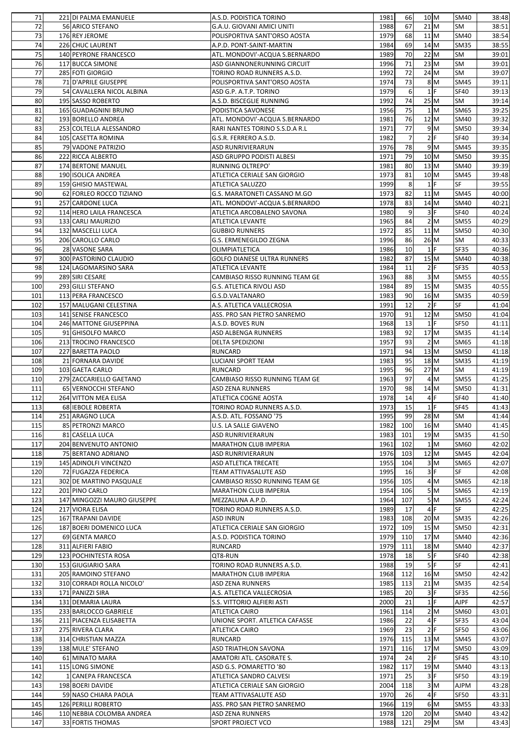| 71 | 221 | DI PALMA EMANUELE | A.S.D. PODISTICA TORINO | 1981 | 66 | 10 | M | SM40 | 38:48 |
|---|---|---|---|---|---|---|---|---|---|
| 72 | 56 | ARICO STEFANO | G.A.U. GIOVANI AMICI UNITI | 1988 | 67 | 21 | M | SM | 38:51 |
| 73 | 176 | REY JEROME | POLISPORTIVA SANT'ORSO AOSTA | 1979 | 68 | 11 | M | SM40 | 38:54 |
| 74 | 226 | CHUC LAURENT | A.P.D. PONT-SAINT-MARTIN | 1984 | 69 | 14 | M | SM35 | 38:55 |
| 75 | 140 | PEYRONE FRANCESCO | ATL. MONDOVI'-ACQUA S.BERNARDO | 1989 | 70 | 22 | M | SM | 39:01 |
| 76 | 117 | BUCCA SIMONE | ASD GIANNONERUNNING CIRCUIT | 1996 | 71 | 23 | M | SM | 39:01 |
| 77 | 285 | FOTI GIORGIO | TORINO ROAD RUNNERS A.S.D. | 1992 | 72 | 24 | M | SM | 39:07 |
| 78 | 71 | D'APRILE GIUSEPPE | POLISPORTIVA SANT'ORSO AOSTA | 1974 | 73 | 8 | M | SM45 | 39:11 |
| 79 | 54 | CAVALLERA NICOL ALBINA | ASD G.P. A.T.P. TORINO | 1979 | 6 | 1 | F | SF40 | 39:13 |
| 80 | 195 | SASSO ROBERTO | A.S.D. BISCEGLIE RUNNING | 1992 | 74 | 25 | M | SM | 39:14 |
| 81 | 165 | GUADAGNINI BRUNO | PODISTICA SAVONESE | 1956 | 75 | 1 | M | SM65 | 39:25 |
| 82 | 193 | BORELLO ANDREA | ATL. MONDOVI'-ACQUA S.BERNARDO | 1981 | 76 | 12 | M | SM40 | 39:32 |
| 83 | 253 | COLTELLA ALESSANDRO | RARI NANTES TORINO S.S.D.A R.L | 1971 | 77 | 9 | M | SM50 | 39:34 |
| 84 | 105 | CASETTA ROMINA | G.S.R. FERRERO A.S.D. | 1982 | 7 | 2 | F | SF40 | 39:34 |
| 85 | 79 | VADONE PATRIZIO | ASD RUNRIVIERARUN | 1976 | 78 | 9 | M | SM45 | 39:35 |
| 86 | 222 | RICCA ALBERTO | ASD GRUPPO PODISTI ALBESI | 1971 | 79 | 10 | M | SM50 | 39:35 |
| 87 | 174 | BERTONE MANUEL | RUNNING OLTREPO' | 1981 | 80 | 13 | M | SM40 | 39:39 |
| 88 | 190 | ISOLICA ANDREA | ATLETICA CERIALE SAN GIORGIO | 1973 | 81 | 10 | M | SM45 | 39:48 |
| 89 | 159 | GHISIO MASTEWAL | ATLETICA SALUZZO | 1999 | 8 | 1 | F | SF | 39:55 |
| 90 | 62 | FORLEO ROCCO TIZIANO | G.S. MARATONETI CASSANO M.GO | 1973 | 82 | 11 | M | SM45 | 40:00 |
| 91 | 257 | CARDONE LUCA | ATL. MONDOVI'-ACQUA S.BERNARDO | 1978 | 83 | 14 | M | SM40 | 40:21 |
| 92 | 114 | HERO LAILA FRANCESCA | ATLETICA ARCOBALENO SAVONA | 1980 | 9 | 3 | F | SF40 | 40:24 |
| 93 | 133 | CARLI MAURIZIO | ATLETICA LEVANTE | 1965 | 84 | 2 | M | SM55 | 40:29 |
| 94 | 132 | MASCELLI LUCA | GUBBIO RUNNERS | 1972 | 85 | 11 | M | SM50 | 40:30 |
| 95 | 206 | CAROLLO CARLO | G.S. ERMENEGILDO ZEGNA | 1996 | 86 | 26 | M | SM | 40:33 |
| 96 | 28 | VASONE SARA | OLIMPIATLETICA | 1986 | 10 | 1 | F | SF35 | 40:36 |
| 97 | 300 | PASTORINO CLAUDIO | GOLFO DIANESE ULTRA RUNNERS | 1982 | 87 | 15 | M | SM40 | 40:38 |
| 98 | 124 | LAGOMARSINO SARA | ATLETICA LEVANTE | 1984 | 11 | 2 | F | SF35 | 40:53 |
| 99 | 289 | SIRI CESARE | CAMBIASO RISSO RUNNING TEAM GE | 1963 | 88 | 3 | M | SM55 | 40:55 |
| 100 | 293 | GILLI STEFANO | G.S. ATLETICA RIVOLI ASD | 1984 | 89 | 15 | M | SM35 | 40:55 |
| 101 | 113 | PERA FRANCESCO | G.S.D.VALTANARO | 1983 | 90 | 16 | M | SM35 | 40:59 |
| 102 | 157 | MALUGANI CELESTINA | A.S. ATLETICA VALLECROSIA | 1991 | 12 | 2 | F | SF | 41:04 |
| 103 | 141 | SENISE FRANCESCO | ASS. PRO SAN PIETRO SANREMO | 1970 | 91 | 12 | M | SM50 | 41:04 |
| 104 | 246 | MATTONE GIUSEPPINA | A.S.D. BOVES RUN | 1968 | 13 | 1 | F | SF50 | 41:11 |
| 105 | 91 | GHISOLFO MARCO | ASD ALBENGA RUNNERS | 1983 | 92 | 17 | M | SM35 | 41:14 |
| 106 | 213 | TROCINO FRANCESCO | DELTA SPEDIZIONI | 1957 | 93 | 2 | M | SM65 | 41:18 |
| 107 | 227 | BARETTA PAOLO | RUNCARD | 1971 | 94 | 13 | M | SM50 | 41:18 |
| 108 | 21 | FORNARA DAVIDE | LUCIANI SPORT TEAM | 1983 | 95 | 18 | M | SM35 | 41:19 |
| 109 | 103 | GAETA CARLO | RUNCARD | 1995 | 96 | 27 | M | SM | 41:19 |
| 110 | 279 | ZACCARIELLO GAETANO | CAMBIASO RISSO RUNNING TEAM GE | 1963 | 97 | 4 | M | SM55 | 41:25 |
| 111 | 65 | VERNOCCHI STEFANO | ASD ZENA RUNNERS | 1970 | 98 | 14 | M | SM50 | 41:31 |
| 112 | 264 | VITTON MEA ELISA | ATLETICA COGNE AOSTA | 1978 | 14 | 4 | F | SF40 | 41:40 |
| 113 | 68 | IEBOLE ROBERTA | TORINO ROAD RUNNERS A.S.D. | 1973 | 15 | 1 | F | SF45 | 41:43 |
| 114 | 251 | ARAGNO LUCA | A.S.D. ATL. FOSSANO '75 | 1995 | 99 | 28 | M | SM | 41:44 |
| 115 | 85 | PETRONZI MARCO | U.S. LA SALLE GIAVENO | 1982 | 100 | 16 | M | SM40 | 41:45 |
| 116 | 81 | CASELLA LUCA | ASD RUNRIVIERARUN | 1983 | 101 | 19 | M | SM35 | 41:50 |
| 117 | 204 | BENVENUTO ANTONIO | MARATHON CLUB IMPERIA | 1961 | 102 | 1 | M | SM60 | 42:02 |
| 118 | 75 | BERTANO ADRIANO | ASD RUNRIVIERARUN | 1976 | 103 | 12 | M | SM45 | 42:04 |
| 119 | 145 | ADINOLFI VINCENZO | ASD ATLETICA TRECATE | 1955 | 104 | 3 | M | SM65 | 42:07 |
| 120 | 72 | FUGAZZA FEDERICA | TEAM ATTIVASALUTE ASD | 1995 | 16 | 3 | F | SF | 42:08 |
| 121 | 302 | DE MARTINO PASQUALE | CAMBIASO RISSO RUNNING TEAM GE | 1956 | 105 | 4 | M | SM65 | 42:18 |
| 122 | 201 | PINO CARLO | MARATHON CLUB IMPERIA | 1954 | 106 | 5 | M | SM65 | 42:19 |
| 123 | 147 | MINGOZZI MAURO GIUSEPPE | MEZZALUNA A.P.D. | 1964 | 107 | 5 | M | SM55 | 42:24 |
| 124 | 217 | VIORA ELISA | TORINO ROAD RUNNERS A.S.D. | 1989 | 17 | 4 | F | SF | 42:25 |
| 125 | 167 | TRAPANI DAVIDE | ASD INRUN | 1983 | 108 | 20 | M | SM35 | 42:26 |
| 126 | 187 | BOERI DOMENICO LUCA | ATLETICA CERIALE SAN GIORGIO | 1972 | 109 | 15 | M | SM50 | 42:31 |
| 127 | 69 | GENTA MARCO | A.S.D. PODISTICA TORINO | 1979 | 110 | 17 | M | SM40 | 42:36 |
| 128 | 311 | ALFIERI FABIO | RUNCARD | 1979 | 111 | 18 | M | SM40 | 42:37 |
| 129 | 123 | POCHINTESTA ROSA | QT8-RUN | 1978 | 18 | 5 | F | SF40 | 42:38 |
| 130 | 153 | GIUGIARIO SARA | TORINO ROAD RUNNERS A.S.D. | 1988 | 19 | 5 | F | SF | 42:41 |
| 131 | 205 | RAMOINO STEFANO | MARATHON CLUB IMPERIA | 1968 | 112 | 16 | M | SM50 | 42:42 |
| 132 | 310 | CORRADI ROLLA NICOLO' | ASD ZENA RUNNERS | 1985 | 113 | 21 | M | SM35 | 42:54 |
| 133 | 171 | PANIZZI SIRA | A.S. ATLETICA VALLECROSIA | 1985 | 20 | 3 | F | SF35 | 42:56 |
| 134 | 131 | DEMARIA LAURA | S.S. VITTORIO ALFIERI ASTI | 2000 | 21 | 1 | F | AJPF | 42:57 |
| 135 | 233 | BARLOCCO GABRIELE | ATLETICA CAIRO | 1961 | 114 | 2 | M | SM60 | 43:01 |
| 136 | 211 | PIACENZA ELISABETTA | UNIONE SPORT. ATLETICA CAFASSE | 1986 | 22 | 4 | F | SF35 | 43:04 |
| 137 | 275 | RIVERA CLARA | ATLETICA CAIRO | 1969 | 23 | 2 | F | SF50 | 43:06 |
| 138 | 314 | CHRISTIAN MAZZA | RUNCARD | 1976 | 115 | 13 | M | SM45 | 43:07 |
| 139 | 138 | MULE' STEFANO | ASD TRIATHLON SAVONA | 1971 | 116 | 17 | M | SM50 | 43:09 |
| 140 | 61 | MINATO MARA | AMATORI ATL. CASORATE S. | 1974 | 24 | 2 | F | SF45 | 43:10 |
| 141 | 115 | LONG SIMONE | ASD G.S. POMARETTO '80 | 1982 | 117 | 19 | M | SM40 | 43:13 |
| 142 | 1 | CANEPA FRANCESCA | ATLETICA SANDRO CALVESI | 1971 | 25 | 3 | F | SF50 | 43:19 |
| 143 | 198 | BOERI DAVIDE | ATLETICA CERIALE SAN GIORGIO | 2004 | 118 | 3 | M | AJPM | 43:28 |
| 144 | 59 | NASO CHIARA PAOLA | TEAM ATTIVASALUTE ASD | 1970 | 26 | 4 | F | SF50 | 43:31 |
| 145 | 126 | PERILLI ROBERTO | ASS. PRO SAN PIETRO SANREMO | 1966 | 119 | 6 | M | SM55 | 43:33 |
| 146 | 110 | NEBBIA COLOMBA ANDREA | ASD ZENA RUNNERS | 1978 | 120 | 20 | M | SM40 | 43:42 |
| 147 | 33 | FORTIS THOMAS | SPORT PROJECT VCO | 1988 | 121 | 29 | M | SM | 43:43 |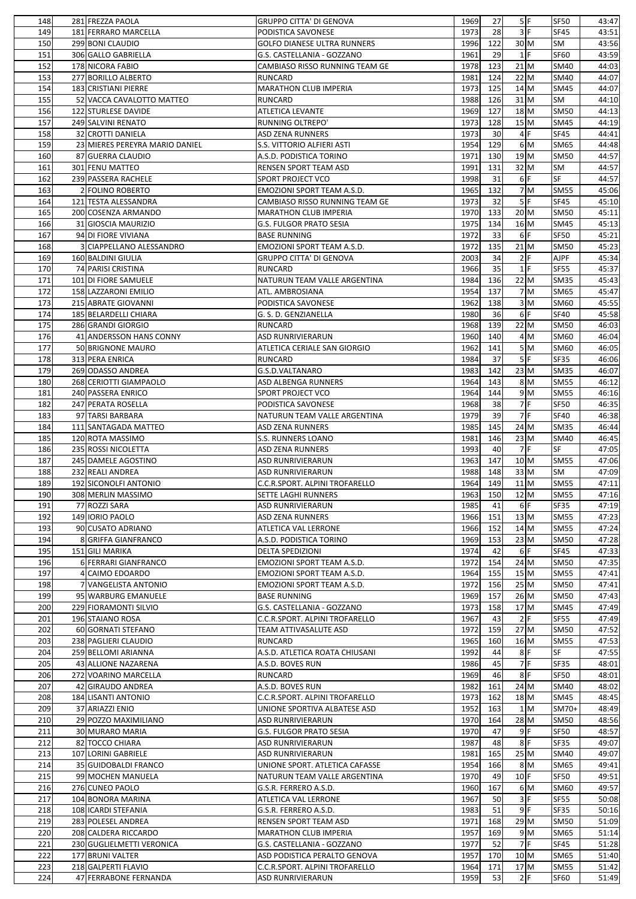| 148 | 281 | FREZZA PAOLA | GRUPPO CITTA' DI GENOVA | 1969 | 27 | 5 | F | SF50 | 43:47 |
|---|---|---|---|---|---|---|---|---|---|
| 149 | 181 | FERRARO MARCELLA | PODISTICA SAVONESE | 1973 | 28 | 3 | F | SF45 | 43:51 |
| 150 | 299 | BONI CLAUDIO | GOLFO DIANESE ULTRA RUNNERS | 1996 | 122 | 30 | M | SM | 43:56 |
| 151 | 306 | GALLO GABRIELLA | G.S. CASTELLANIA - GOZZANO | 1961 | 29 | 1 | F | SF60 | 43:59 |
| 152 | 178 | NICORA FABIO | CAMBIASO RISSO RUNNING TEAM GE | 1978 | 123 | 21 | M | SM40 | 44:03 |
| 153 | 277 | BORILLO ALBERTO | RUNCARD | 1981 | 124 | 22 | M | SM40 | 44:07 |
| 154 | 183 | CRISTIANI PIERRE | MARATHON CLUB IMPERIA | 1973 | 125 | 14 | M | SM45 | 44:07 |
| 155 | 52 | VACCA CAVALOTTO MATTEO | RUNCARD | 1988 | 126 | 31 | M | SM | 44:10 |
| 156 | 122 | STURLESE DAVIDE | ATLETICA LEVANTE | 1969 | 127 | 18 | M | SM50 | 44:13 |
| 157 | 249 | SALVINI RENATO | RUNNING OLTREPO' | 1973 | 128 | 15 | M | SM45 | 44:19 |
| 158 | 32 | CROTTI DANIELA | ASD ZENA RUNNERS | 1973 | 30 | 4 | F | SF45 | 44:41 |
| 159 | 23 | MIERES PEREYRA MARIO DANIEL | S.S. VITTORIO ALFIERI ASTI | 1954 | 129 | 6 | M | SM65 | 44:48 |
| 160 | 87 | GUERRA CLAUDIO | A.S.D. PODISTICA TORINO | 1971 | 130 | 19 | M | SM50 | 44:57 |
| 161 | 301 | FENU MATTEO | RENSEN SPORT TEAM ASD | 1991 | 131 | 32 | M | SM | 44:57 |
| 162 | 239 | PASSERA RACHELE | SPORT PROJECT VCO | 1998 | 31 | 6 | F | SF | 44:57 |
| 163 | 2 | FOLINO ROBERTO | EMOZIONI SPORT TEAM A.S.D. | 1965 | 132 | 7 | M | SM55 | 45:06 |
| 164 | 121 | TESTA ALESSANDRA | CAMBIASO RISSO RUNNING TEAM GE | 1973 | 32 | 5 | F | SF45 | 45:10 |
| 165 | 200 | COSENZA ARMANDO | MARATHON CLUB IMPERIA | 1970 | 133 | 20 | M | SM50 | 45:11 |
| 166 | 31 | GIOSCIA MAURIZIO | G.S. FULGOR PRATO SESIA | 1975 | 134 | 16 | M | SM45 | 45:13 |
| 167 | 94 | DI FIORE VIVIANA | BASE RUNNING | 1972 | 33 | 6 | F | SF50 | 45:21 |
| 168 | 3 | CIAPPELLANO ALESSANDRO | EMOZIONI SPORT TEAM A.S.D. | 1972 | 135 | 21 | M | SM50 | 45:23 |
| 169 | 160 | BALDINI GIULIA | GRUPPO CITTA' DI GENOVA | 2003 | 34 | 2 | F | AJPF | 45:34 |
| 170 | 74 | PARISI CRISTINA | RUNCARD | 1966 | 35 | 1 | F | SF55 | 45:37 |
| 171 | 101 | DI FIORE SAMUELE | NATURUN TEAM VALLE ARGENTINA | 1984 | 136 | 22 | M | SM35 | 45:43 |
| 172 | 158 | LAZZARONI EMILIO | ATL. AMBROSIANA | 1954 | 137 | 7 | M | SM65 | 45:47 |
| 173 | 215 | ABRATE GIOVANNI | PODISTICA SAVONESE | 1962 | 138 | 3 | M | SM60 | 45:55 |
| 174 | 185 | BELARDELLI CHIARA | G. S. D. GENZIANELLA | 1980 | 36 | 6 | F | SF40 | 45:58 |
| 175 | 286 | GRANDI GIORGIO | RUNCARD | 1968 | 139 | 22 | M | SM50 | 46:03 |
| 176 | 41 | ANDERSSON HANS CONNY | ASD RUNRIVIERARUN | 1960 | 140 | 4 | M | SM60 | 46:04 |
| 177 | 50 | BRIGNONE MAURO | ATLETICA CERIALE SAN GIORGIO | 1962 | 141 | 5 | M | SM60 | 46:05 |
| 178 | 313 | PERA ENRICA | RUNCARD | 1984 | 37 | 5 | F | SF35 | 46:06 |
| 179 | 269 | ODASSO ANDREA | G.S.D.VALTANARO | 1983 | 142 | 23 | M | SM35 | 46:07 |
| 180 | 268 | CERIOTTI GIAMPAOLO | ASD ALBENGA RUNNERS | 1964 | 143 | 8 | M | SM55 | 46:12 |
| 181 | 240 | PASSERA ENRICO | SPORT PROJECT VCO | 1964 | 144 | 9 | M | SM55 | 46:16 |
| 182 | 247 | PERATA ROSELLA | PODISTICA SAVONESE | 1968 | 38 | 7 | F | SF50 | 46:35 |
| 183 | 97 | TARSI BARBARA | NATURUN TEAM VALLE ARGENTINA | 1979 | 39 | 7 | F | SF40 | 46:38 |
| 184 | 111 | SANTAGADA MATTEO | ASD ZENA RUNNERS | 1985 | 145 | 24 | M | SM35 | 46:44 |
| 185 | 120 | ROTA MASSIMO | S.S. RUNNERS LOANO | 1981 | 146 | 23 | M | SM40 | 46:45 |
| 186 | 235 | ROSSI NICOLETTA | ASD ZENA RUNNERS | 1993 | 40 | 7 | F | SF | 47:05 |
| 187 | 245 | DAMELE AGOSTINO | ASD RUNRIVIERARUN | 1963 | 147 | 10 | M | SM55 | 47:06 |
| 188 | 232 | REALI ANDREA | ASD RUNRIVIERARUN | 1988 | 148 | 33 | M | SM | 47:09 |
| 189 | 192 | SICONOLFI ANTONIO | C.C.R.SPORT. ALPINI TROFARELLO | 1964 | 149 | 11 | M | SM55 | 47:11 |
| 190 | 308 | MERLIN MASSIMO | SETTE LAGHI RUNNERS | 1963 | 150 | 12 | M | SM55 | 47:16 |
| 191 | 77 | ROZZI SARA | ASD RUNRIVIERARUN | 1985 | 41 | 6 | F | SF35 | 47:19 |
| 192 | 149 | IORIO PAOLO | ASD ZENA RUNNERS | 1966 | 151 | 13 | M | SM55 | 47:23 |
| 193 | 90 | CUSATO ADRIANO | ATLETICA VAL LERRONE | 1966 | 152 | 14 | M | SM55 | 47:24 |
| 194 | 8 | GRIFFA GIANFRANCO | A.S.D. PODISTICA TORINO | 1969 | 153 | 23 | M | SM50 | 47:28 |
| 195 | 151 | GILI MARIKA | DELTA SPEDIZIONI | 1974 | 42 | 6 | F | SF45 | 47:33 |
| 196 | 6 | FERRARI GIANFRANCO | EMOZIONI SPORT TEAM A.S.D. | 1972 | 154 | 24 | M | SM50 | 47:35 |
| 197 | 4 | CAIMO EDOARDO | EMOZIONI SPORT TEAM A.S.D. | 1964 | 155 | 15 | M | SM55 | 47:41 |
| 198 | 7 | VANGELISTA ANTONIO | EMOZIONI SPORT TEAM A.S.D. | 1972 | 156 | 25 | M | SM50 | 47:41 |
| 199 | 95 | WARBURG EMANUELE | BASE RUNNING | 1969 | 157 | 26 | M | SM50 | 47:43 |
| 200 | 229 | FIORAMONTI SILVIO | G.S. CASTELLANIA - GOZZANO | 1973 | 158 | 17 | M | SM45 | 47:49 |
| 201 | 196 | STAIANO ROSA | C.C.R.SPORT. ALPINI TROFARELLO | 1967 | 43 | 2 | F | SF55 | 47:49 |
| 202 | 60 | GORNATI STEFANO | TEAM ATTIVASALUTE ASD | 1972 | 159 | 27 | M | SM50 | 47:52 |
| 203 | 238 | PAGLIERI CLAUDIO | RUNCARD | 1965 | 160 | 16 | M | SM55 | 47:53 |
| 204 | 259 | BELLOMI ARIANNA | A.S.D. ATLETICA ROATA CHIUSANI | 1992 | 44 | 8 | F | SF | 47:55 |
| 205 | 43 | ALLIONE NAZARENA | A.S.D. BOVES RUN | 1986 | 45 | 7 | F | SF35 | 48:01 |
| 206 | 272 | VOARINO MARCELLA | RUNCARD | 1969 | 46 | 8 | F | SF50 | 48:01 |
| 207 | 42 | GIRAUDO ANDREA | A.S.D. BOVES RUN | 1982 | 161 | 24 | M | SM40 | 48:02 |
| 208 | 184 | LISANTI ANTONIO | C.C.R.SPORT. ALPINI TROFARELLO | 1973 | 162 | 18 | M | SM45 | 48:45 |
| 209 | 37 | ARIAZZI ENIO | UNIONE SPORTIVA ALBATESE ASD | 1952 | 163 | 1 | M | SM70+ | 48:49 |
| 210 | 29 | POZZO MAXIMILIANO | ASD RUNRIVIERARUN | 1970 | 164 | 28 | M | SM50 | 48:56 |
| 211 | 30 | MURARO MARIA | G.S. FULGOR PRATO SESIA | 1970 | 47 | 9 | F | SF50 | 48:57 |
| 212 | 82 | TOCCO CHIARA | ASD RUNRIVIERARUN | 1987 | 48 | 8 | F | SF35 | 49:07 |
| 213 | 107 | LORINI GABRIELE | ASD RUNRIVIERARUN | 1981 | 165 | 25 | M | SM40 | 49:07 |
| 214 | 35 | GUIDOBALDI FRANCO | UNIONE SPORT. ATLETICA CAFASSE | 1954 | 166 | 8 | M | SM65 | 49:41 |
| 215 | 99 | MOCHEN MANUELA | NATURUN TEAM VALLE ARGENTINA | 1970 | 49 | 10 | F | SF50 | 49:51 |
| 216 | 276 | CUNEO PAOLO | G.S.R. FERRERO A.S.D. | 1960 | 167 | 6 | M | SM60 | 49:57 |
| 217 | 104 | BONORA MARINA | ATLETICA VAL LERRONE | 1967 | 50 | 3 | F | SF55 | 50:08 |
| 218 | 108 | ICARDI STEFANIA | G.S.R. FERRERO A.S.D. | 1983 | 51 | 9 | F | SF35 | 50:16 |
| 219 | 283 | POLESEL ANDREA | RENSEN SPORT TEAM ASD | 1971 | 168 | 29 | M | SM50 | 51:09 |
| 220 | 208 | CALDERA RICCARDO | MARATHON CLUB IMPERIA | 1957 | 169 | 9 | M | SM65 | 51:14 |
| 221 | 230 | GUGLIELMETTI VERONICA | G.S. CASTELLANIA - GOZZANO | 1977 | 52 | 7 | F | SF45 | 51:28 |
| 222 | 177 | BRUNI VALTER | ASD PODISTICA PERALTO GENOVA | 1957 | 170 | 10 | M | SM65 | 51:40 |
| 223 | 218 | GALPERTI FLAVIO | C.C.R.SPORT. ALPINI TROFARELLO | 1964 | 171 | 17 | M | SM55 | 51:42 |
| 224 | 47 | FERRABONE FERNANDA | ASD RUNRIVIERARUN | 1959 | 53 | 2 | F | SF60 | 51:49 |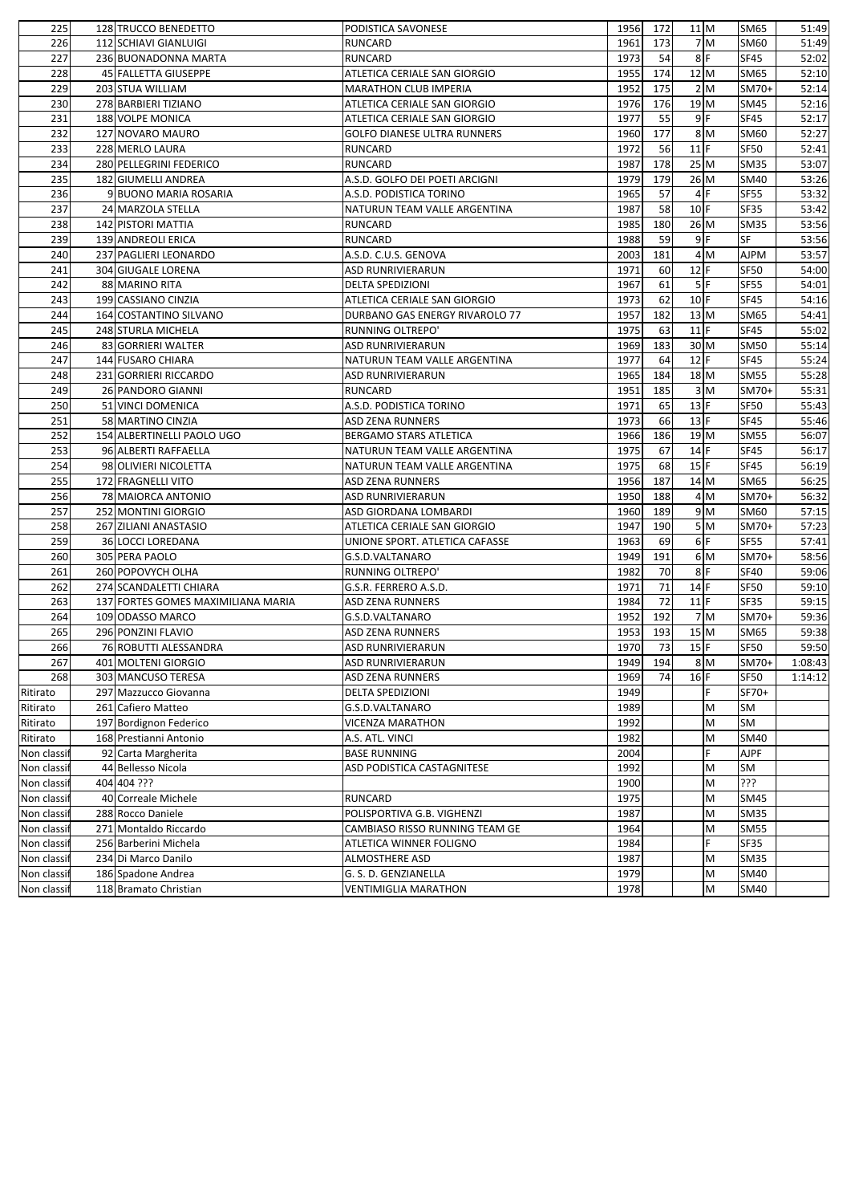| | | | | | | | | | |
|---|---|---|---|---|---|---|---|---|---|
| 225 | 128 | TRUCCO BENEDETTO | PODISTICA SAVONESE | 1956 | 172 | 11 | M | SM65 | 51:49 |
| 226 | 112 | SCHIAVI GIANLUIGI | RUNCARD | 1961 | 173 | 7 | M | SM60 | 51:49 |
| 227 | 236 | BUONADONNA MARTA | RUNCARD | 1973 | 54 | 8 | F | SF45 | 52:02 |
| 228 | 45 | FALLETTA GIUSEPPE | ATLETICA CERIALE SAN GIORGIO | 1955 | 174 | 12 | M | SM65 | 52:10 |
| 229 | 203 | STUA WILLIAM | MARATHON CLUB IMPERIA | 1952 | 175 | 2 | M | SM70+ | 52:14 |
| 230 | 278 | BARBIERI TIZIANO | ATLETICA CERIALE SAN GIORGIO | 1976 | 176 | 19 | M | SM45 | 52:16 |
| 231 | 188 | VOLPE MONICA | ATLETICA CERIALE SAN GIORGIO | 1977 | 55 | 9 | F | SF45 | 52:17 |
| 232 | 127 | NOVARO MAURO | GOLFO DIANESE ULTRA RUNNERS | 1960 | 177 | 8 | M | SM60 | 52:27 |
| 233 | 228 | MERLO LAURA | RUNCARD | 1972 | 56 | 11 | F | SF50 | 52:41 |
| 234 | 280 | PELLEGRINI FEDERICO | RUNCARD | 1987 | 178 | 25 | M | SM35 | 53:07 |
| 235 | 182 | GIUMELLI ANDREA | A.S.D. GOLFO DEI POETI ARCIGNI | 1979 | 179 | 26 | M | SM40 | 53:26 |
| 236 | 9 | BUONO MARIA ROSARIA | A.S.D. PODISTICA TORINO | 1965 | 57 | 4 | F | SF55 | 53:32 |
| 237 | 24 | MARZOLA STELLA | NATURUN TEAM VALLE ARGENTINA | 1987 | 58 | 10 | F | SF35 | 53:42 |
| 238 | 142 | PISTORI MATTIA | RUNCARD | 1985 | 180 | 26 | M | SM35 | 53:56 |
| 239 | 139 | ANDREOLI ERICA | RUNCARD | 1988 | 59 | 9 | F | SF | 53:56 |
| 240 | 237 | PAGLIERI LEONARDO | A.S.D. C.U.S. GENOVA | 2003 | 181 | 4 | M | AJPM | 53:57 |
| 241 | 304 | GIUGALE LORENA | ASD RUNRIVIERARUN | 1971 | 60 | 12 | F | SF50 | 54:00 |
| 242 | 88 | MARINO RITA | DELTA SPEDIZIONI | 1967 | 61 | 5 | F | SF55 | 54:01 |
| 243 | 199 | CASSIANO CINZIA | ATLETICA CERIALE SAN GIORGIO | 1973 | 62 | 10 | F | SF45 | 54:16 |
| 244 | 164 | COSTANTINO SILVANO | DURBANO GAS ENERGY RIVAROLO 77 | 1957 | 182 | 13 | M | SM65 | 54:41 |
| 245 | 248 | STURLA MICHELA | RUNNING OLTREPO' | 1975 | 63 | 11 | F | SF45 | 55:02 |
| 246 | 83 | GORRIERI WALTER | ASD RUNRIVIERARUN | 1969 | 183 | 30 | M | SM50 | 55:14 |
| 247 | 144 | FUSARO CHIARA | NATURUN TEAM VALLE ARGENTINA | 1977 | 64 | 12 | F | SF45 | 55:24 |
| 248 | 231 | GORRIERI RICCARDO | ASD RUNRIVIERARUN | 1965 | 184 | 18 | M | SM55 | 55:28 |
| 249 | 26 | PANDORO GIANNI | RUNCARD | 1951 | 185 | 3 | M | SM70+ | 55:31 |
| 250 | 51 | VINCI DOMENICA | A.S.D. PODISTICA TORINO | 1971 | 65 | 13 | F | SF50 | 55:43 |
| 251 | 58 | MARTINO CINZIA | ASD ZENA RUNNERS | 1973 | 66 | 13 | F | SF45 | 55:46 |
| 252 | 154 | ALBERTINELLI PAOLO UGO | BERGAMO STARS ATLETICA | 1966 | 186 | 19 | M | SM55 | 56:07 |
| 253 | 96 | ALBERTI RAFFAELLA | NATURUN TEAM VALLE ARGENTINA | 1975 | 67 | 14 | F | SF45 | 56:17 |
| 254 | 98 | OLIVIERI NICOLETTA | NATURUN TEAM VALLE ARGENTINA | 1975 | 68 | 15 | F | SF45 | 56:19 |
| 255 | 172 | FRAGNELLI VITO | ASD ZENA RUNNERS | 1956 | 187 | 14 | M | SM65 | 56:25 |
| 256 | 78 | MAIORCA ANTONIO | ASD RUNRIVIERARUN | 1950 | 188 | 4 | M | SM70+ | 56:32 |
| 257 | 252 | MONTINI GIORGIO | ASD GIORDANA LOMBARDI | 1960 | 189 | 9 | M | SM60 | 57:15 |
| 258 | 267 | ZILIANI ANASTASIO | ATLETICA CERIALE SAN GIORGIO | 1947 | 190 | 5 | M | SM70+ | 57:23 |
| 259 | 36 | LOCCI LOREDANA | UNIONE SPORT. ATLETICA CAFASSE | 1963 | 69 | 6 | F | SF55 | 57:41 |
| 260 | 305 | PERA PAOLO | G.S.D.VALTANARO | 1949 | 191 | 6 | M | SM70+ | 58:56 |
| 261 | 260 | POPOVYCH OLHA | RUNNING OLTREPO' | 1982 | 70 | 8 | F | SF40 | 59:06 |
| 262 | 274 | SCANDALETTI CHIARA | G.S.R. FERRERO A.S.D. | 1971 | 71 | 14 | F | SF50 | 59:10 |
| 263 | 137 | FORTES GOMES MAXIMILIANA MARIA | ASD ZENA RUNNERS | 1984 | 72 | 11 | F | SF35 | 59:15 |
| 264 | 109 | ODASSO MARCO | G.S.D.VALTANARO | 1952 | 192 | 7 | M | SM70+ | 59:36 |
| 265 | 296 | PONZINI FLAVIO | ASD ZENA RUNNERS | 1953 | 193 | 15 | M | SM65 | 59:38 |
| 266 | 76 | ROBUTTI ALESSANDRA | ASD RUNRIVIERARUN | 1970 | 73 | 15 | F | SF50 | 59:50 |
| 267 | 401 | MOLTENI GIORGIO | ASD RUNRIVIERARUN | 1949 | 194 | 8 | M | SM70+ | 1:08:43 |
| 268 | 303 | MANCUSO TERESA | ASD ZENA RUNNERS | 1969 | 74 | 16 | F | SF50 | 1:14:12 |
| Ritirato | 297 | Mazzucco Giovanna | DELTA SPEDIZIONI | 1949 | | | F | SF70+ | |
| Ritirato | 261 | Cafiero Matteo | G.S.D.VALTANARO | 1989 | | | M | SM | |
| Ritirato | 197 | Bordignon Federico | VICENZA MARATHON | 1992 | | | M | SM | |
| Ritirato | 168 | Prestianni Antonio | A.S. ATL. VINCI | 1982 | | | M | SM40 | |
| Non classif | 92 | Carta Margherita | BASE RUNNING | 2004 | | | F | AJPF | |
| Non classif | 44 | Bellesso Nicola | ASD PODISTICA CASTAGNITESE | 1992 | | | M | SM | |
| Non classif | 404 | 404 ??? | | 1900 | | | M | ??? | |
| Non classif | 40 | Correale Michele | RUNCARD | 1975 | | | M | SM45 | |
| Non classif | 288 | Rocco Daniele | POLISPORTIVA G.B. VIGHENZI | 1987 | | | M | SM35 | |
| Non classif | 271 | Montaldo Riccardo | CAMBIASO RISSO RUNNING TEAM GE | 1964 | | | M | SM55 | |
| Non classif | 256 | Barberini Michela | ATLETICA WINNER FOLIGNO | 1984 | | | F | SF35 | |
| Non classif | 234 | Di Marco Danilo | ALMOSTHERE ASD | 1987 | | | M | SM35 | |
| Non classif | 186 | Spadone Andrea | G. S. D. GENZIANELLA | 1979 | | | M | SM40 | |
| Non classif | 118 | Bramato Christian | VENTIMIGLIA MARATHON | 1978 | | | M | SM40 | |